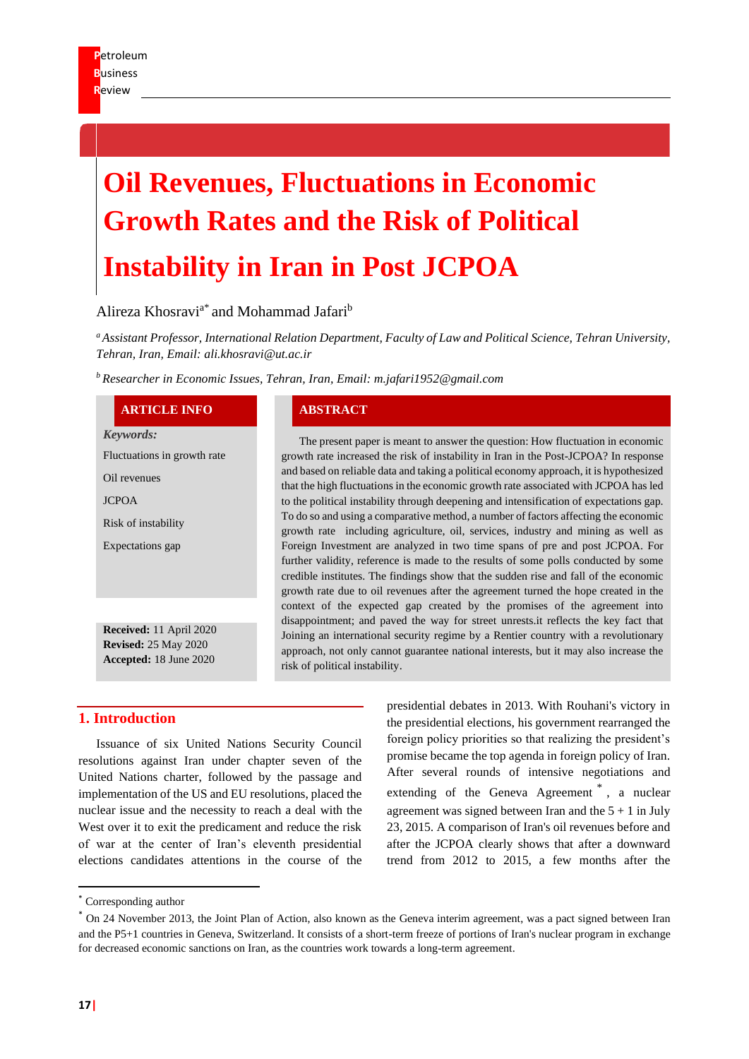# Oil Revenues, Fluctuations in Economic Growth Rates and the Risk of Political Instability in Iran in Post JCPOA

Alireza Khosravi[a*] and Mohammad Jafari[b]

*[a] Assistant Professor, International Relation Department, Faculty of Law and Political Science, Tehran University, Tehran, Iran, Email: ali.khosravi@ut.ac.ir*

*[b] Researcher in Economic Issues, Tehran, Iran, Email: m.jafari1952@gmail.com*

## ARTICLE INFO

***Keywords:***

Fluctuations in growth rate

Oil revenues

JCPOA

Risk of instability

Expectations gap

**Received:** 11 April 2020
**Revised:** 25 May 2020
**Accepted:** 18 June 2020

## ABSTRACT

The present paper is meant to answer the question: How fluctuation in economic growth rate increased the risk of instability in Iran in the Post-JCPOA? In response and based on reliable data and taking a political economy approach, it is hypothesized that the high fluctuations in the economic growth rate associated with JCPOA has led to the political instability through deepening and intensification of expectations gap. To do so and using a comparative method, a number of factors affecting the economic growth rate including agriculture, oil, services, industry and mining as well as Foreign Investment are analyzed in two time spans of pre and post JCPOA. For further validity, reference is made to the results of some polls conducted by some credible institutes. The findings show that the sudden rise and fall of the economic growth rate due to oil revenues after the agreement turned the hope created in the context of the expected gap created by the promises of the agreement into disappointment; and paved the way for street unrests.it reflects the key fact that Joining an international security regime by a Rentier country with a revolutionary approach, not only cannot guarantee national interests, but it may also increase the risk of political instability.

## 1. Introduction

Issuance of six United Nations Security Council resolutions against Iran under chapter seven of the United Nations charter, followed by the passage and implementation of the US and EU resolutions, placed the nuclear issue and the necessity to reach a deal with the West over it to exit the predicament and reduce the risk of war at the center of Iran's eleventh presidential elections candidates attentions in the course of the presidential debates in 2013. With Rouhani's victory in the presidential elections, his government rearranged the foreign policy priorities so that realizing the president's promise became the top agenda in foreign policy of Iran. After several rounds of intensive negotiations and extending of the Geneva Agreement [*], a nuclear agreement was signed between Iran and the 5 + 1 in July 23, 2015. A comparison of Iran's oil revenues before and after the JCPOA clearly shows that after a downward trend from 2012 to 2015, a few months after the

---

[*] Corresponding author

[*] On 24 November 2013, the Joint Plan of Action, also known as the Geneva interim agreement, was a pact signed between Iran and the P5+1 countries in Geneva, Switzerland. It consists of a short-term freeze of portions of Iran's nuclear program in exchange for decreased economic sanctions on Iran, as the countries work towards a long-term agreement.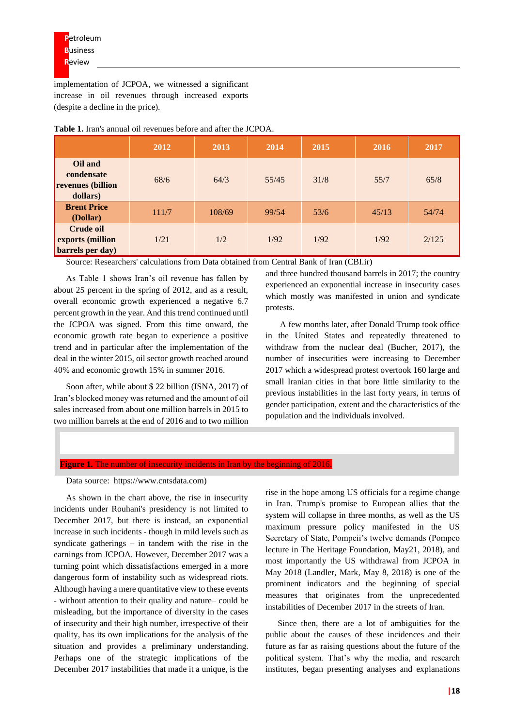implementation of JCPOA, we witnessed a significant increase in oil revenues through increased exports (despite a decline in the price).

**Table 1.** Iran's annual oil revenues before and after the JCPOA.

| | 2012 | 2013 | 2014 | 2015 | 2016 | 2017 |
|---|---|---|---|---|---|---|
| **Oil and condensate revenues (billion dollars)** | 68/6 | 64/3 | 55/45 | 31/8 | 55/7 | 65/8 |
| **Brent Price (Dollar)** | 111/7 | 108/69 | 99/54 | 53/6 | 45/13 | 54/74 |
| **Crude oil exports (million barrels per day)** | 1/21 | 1/2 | 1/92 | 1/92 | 1/92 | 2/125 |

Source: Researchers' calculations from Data obtained from Central Bank of Iran (CBI.ir)

As Table 1 shows Iran's oil revenue has fallen by about 25 percent in the spring of 2012, and as a result, overall economic growth experienced a negative 6.7 percent growth in the year. And this trend continued until the JCPOA was signed. From this time onward, the economic growth rate began to experience a positive trend and in particular after the implementation of the deal in the winter 2015, oil sector growth reached around 40% and economic growth 15% in summer 2016.

Soon after, while about $ 22 billion (ISNA, 2017) of Iran's blocked money was returned and the amount of oil sales increased from about one million barrels in 2015 to two million barrels at the end of 2016 and to two million and three hundred thousand barrels in 2017; the country experienced an exponential increase in insecurity cases which mostly was manifested in union and syndicate protests.

A few months later, after Donald Trump took office in the United States and repeatedly threatened to withdraw from the nuclear deal (Bucher, 2017), the number of insecurities were increasing to December 2017 which a widespread protest overtook 160 large and small Iranian cities in that bore little similarity to the previous instabilities in the last forty years, in terms of gender participation, extent and the characteristics of the population and the individuals involved.

**Figure 1.** The number of insecurity incidents in Iran by the beginning of 2016.

Data source: https://www.cntsdata.com)

As shown in the chart above, the rise in insecurity incidents under Rouhani's presidency is not limited to December 2017, but there is instead, an exponential increase in such incidents - though in mild levels such as syndicate gatherings – in tandem with the rise in the earnings from JCPOA. However, December 2017 was a turning point which dissatisfactions emerged in a more dangerous form of instability such as widespread riots. Although having a mere quantitative view to these events - without attention to their quality and nature– could be misleading, but the importance of diversity in the cases of insecurity and their high number, irrespective of their quality, has its own implications for the analysis of the situation and provides a preliminary understanding. Perhaps one of the strategic implications of the December 2017 instabilities that made it a unique, is the rise in the hope among US officials for a regime change in Iran. Trump's promise to European allies that the system will collapse in three months, as well as the US maximum pressure policy manifested in the US Secretary of State, Pompeii's twelve demands (Pompeo lecture in The Heritage Foundation, May21, 2018), and most importantly the US withdrawal from JCPOA in May 2018 (Landler, Mark, May 8, 2018) is one of the prominent indicators and the beginning of special measures that originates from the unprecedented instabilities of December 2017 in the streets of Iran.

Since then, there are a lot of ambiguities for the public about the causes of these incidences and their future as far as raising questions about the future of the political system. That's why the media, and research institutes, began presenting analyses and explanations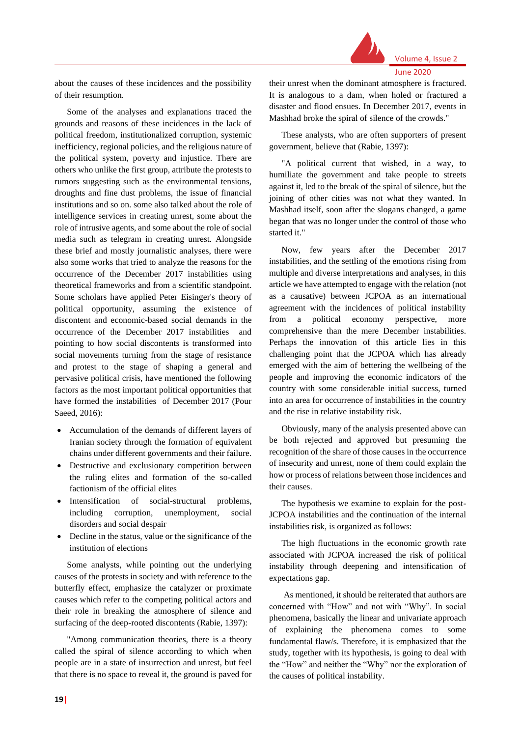about the causes of these incidences and the possibility of their resumption.

Some of the analyses and explanations traced the grounds and reasons of these incidences in the lack of political freedom, institutionalized corruption, systemic inefficiency, regional policies, and the religious nature of the political system, poverty and injustice. There are others who unlike the first group, attribute the protests to rumors suggesting such as the environmental tensions, droughts and fine dust problems, the issue of financial institutions and so on. some also talked about the role of intelligence services in creating unrest, some about the role of intrusive agents, and some about the role of social media such as telegram in creating unrest. Alongside these brief and mostly journalistic analyses, there were also some works that tried to analyze the reasons for the occurrence of the December 2017 instabilities using theoretical frameworks and from a scientific standpoint. Some scholars have applied Peter Eisinger's theory of political opportunity, assuming the existence of discontent and economic-based social demands in the occurrence of the December 2017 instabilities and pointing to how social discontents is transformed into social movements turning from the stage of resistance and protest to the stage of shaping a general and pervasive political crisis, have mentioned the following factors as the most important political opportunities that have formed the instabilities of December 2017 (Pour Saeed, 2016):

- Accumulation of the demands of different layers of Iranian society through the formation of equivalent chains under different governments and their failure.
- Destructive and exclusionary competition between the ruling elites and formation of the so-called factionism of the official elites
- Intensification of social-structural problems, including corruption, unemployment, social disorders and social despair
- Decline in the status, value or the significance of the institution of elections

Some analysts, while pointing out the underlying causes of the protests in society and with reference to the butterfly effect, emphasize the catalyzer or proximate causes which refer to the competing political actors and their role in breaking the atmosphere of silence and surfacing of the deep-rooted discontents (Rabie, 1397):

"Among communication theories, there is a theory called the spiral of silence according to which when people are in a state of insurrection and unrest, but feel that there is no space to reveal it, the ground is paved for their unrest when the dominant atmosphere is fractured. It is analogous to a dam, when holed or fractured a disaster and flood ensues. In December 2017, events in Mashhad broke the spiral of silence of the crowds."

These analysts, who are often supporters of present government, believe that (Rabie, 1397):

"A political current that wished, in a way, to humiliate the government and take people to streets against it, led to the break of the spiral of silence, but the joining of other cities was not what they wanted. In Mashhad itself, soon after the slogans changed, a game began that was no longer under the control of those who started it."

Now, few years after the December 2017 instabilities, and the settling of the emotions rising from multiple and diverse interpretations and analyses, in this article we have attempted to engage with the relation (not as a causative) between JCPOA as an international agreement with the incidences of political instability from a political economy perspective, more comprehensive than the mere December instabilities. Perhaps the innovation of this article lies in this challenging point that the JCPOA which has already emerged with the aim of bettering the wellbeing of the people and improving the economic indicators of the country with some considerable initial success, turned into an area for occurrence of instabilities in the country and the rise in relative instability risk.

Obviously, many of the analysis presented above can be both rejected and approved but presuming the recognition of the share of those causes in the occurrence of insecurity and unrest, none of them could explain the how or process of relations between those incidences and their causes.

The hypothesis we examine to explain for the post-JCPOA instabilities and the continuation of the internal instabilities risk, is organized as follows:

The high fluctuations in the economic growth rate associated with JCPOA increased the risk of political instability through deepening and intensification of expectations gap.

As mentioned, it should be reiterated that authors are concerned with "How" and not with "Why". In social phenomena, basically the linear and univariate approach of explaining the phenomena comes to some fundamental flaw/s. Therefore, it is emphasized that the study, together with its hypothesis, is going to deal with the "How" and neither the "Why" nor the exploration of the causes of political instability.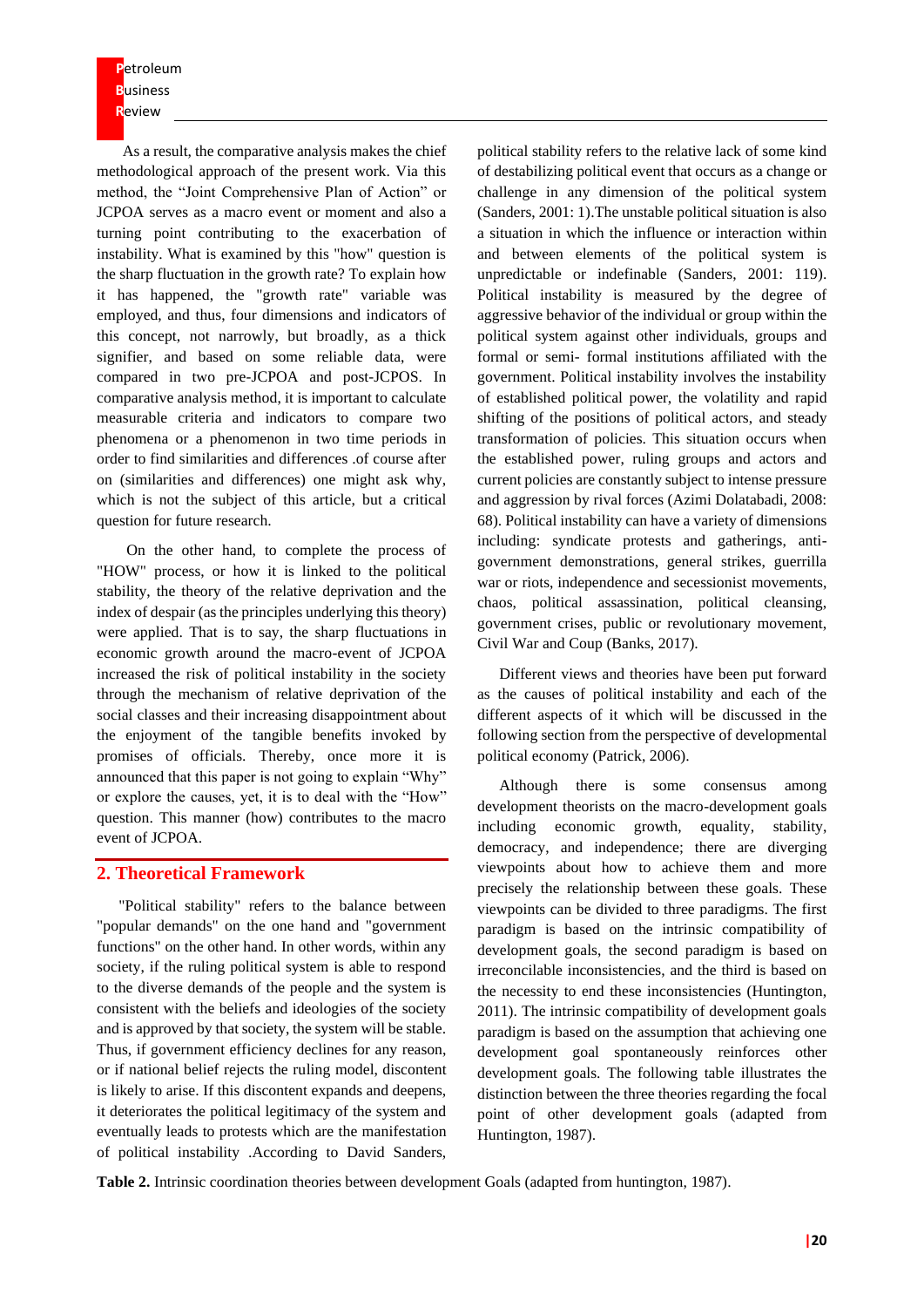As a result, the comparative analysis makes the chief methodological approach of the present work. Via this method, the "Joint Comprehensive Plan of Action" or JCPOA serves as a macro event or moment and also a turning point contributing to the exacerbation of instability. What is examined by this "how" question is the sharp fluctuation in the growth rate? To explain how it has happened, the "growth rate" variable was employed, and thus, four dimensions and indicators of this concept, not narrowly, but broadly, as a thick signifier, and based on some reliable data, were compared in two pre-JCPOA and post-JCPOS. In comparative analysis method, it is important to calculate measurable criteria and indicators to compare two phenomena or a phenomenon in two time periods in order to find similarities and differences .of course after on (similarities and differences) one might ask why, which is not the subject of this article, but a critical question for future research.

On the other hand, to complete the process of "HOW" process, or how it is linked to the political stability, the theory of the relative deprivation and the index of despair (as the principles underlying this theory) were applied. That is to say, the sharp fluctuations in economic growth around the macro-event of JCPOA increased the risk of political instability in the society through the mechanism of relative deprivation of the social classes and their increasing disappointment about the enjoyment of the tangible benefits invoked by promises of officials. Thereby, once more it is announced that this paper is not going to explain "Why" or explore the causes, yet, it is to deal with the "How" question. This manner (how) contributes to the macro event of JCPOA.

## 2. Theoretical Framework

"Political stability" refers to the balance between "popular demands" on the one hand and "government functions" on the other hand. In other words, within any society, if the ruling political system is able to respond to the diverse demands of the people and the system is consistent with the beliefs and ideologies of the society and is approved by that society, the system will be stable. Thus, if government efficiency declines for any reason, or if national belief rejects the ruling model, discontent is likely to arise. If this discontent expands and deepens, it deteriorates the political legitimacy of the system and eventually leads to protests which are the manifestation of political instability .According to David Sanders, political stability refers to the relative lack of some kind of destabilizing political event that occurs as a change or challenge in any dimension of the political system (Sanders, 2001: 1).The unstable political situation is also a situation in which the influence or interaction within and between elements of the political system is unpredictable or indefinable (Sanders, 2001: 119). Political instability is measured by the degree of aggressive behavior of the individual or group within the political system against other individuals, groups and formal or semi- formal institutions affiliated with the government. Political instability involves the instability of established political power, the volatility and rapid shifting of the positions of political actors, and steady transformation of policies. This situation occurs when the established power, ruling groups and actors and current policies are constantly subject to intense pressure and aggression by rival forces (Azimi Dolatabadi, 2008: 68). Political instability can have a variety of dimensions including: syndicate protests and gatherings, anti-government demonstrations, general strikes, guerrilla war or riots, independence and secessionist movements, chaos, political assassination, political cleansing, government crises, public or revolutionary movement, Civil War and Coup (Banks, 2017).

Different views and theories have been put forward as the causes of political instability and each of the different aspects of it which will be discussed in the following section from the perspective of developmental political economy (Patrick, 2006).

Although there is some consensus among development theorists on the macro-development goals including economic growth, equality, stability, democracy, and independence; there are diverging viewpoints about how to achieve them and more precisely the relationship between these goals. These viewpoints can be divided to three paradigms. The first paradigm is based on the intrinsic compatibility of development goals, the second paradigm is based on irreconcilable inconsistencies, and the third is based on the necessity to end these inconsistencies (Huntington, 2011). The intrinsic compatibility of development goals paradigm is based on the assumption that achieving one development goal spontaneously reinforces other development goals. The following table illustrates the distinction between the three theories regarding the focal point of other development goals (adapted from Huntington, 1987).

**Table 2.** Intrinsic coordination theories between development Goals (adapted from huntington, 1987).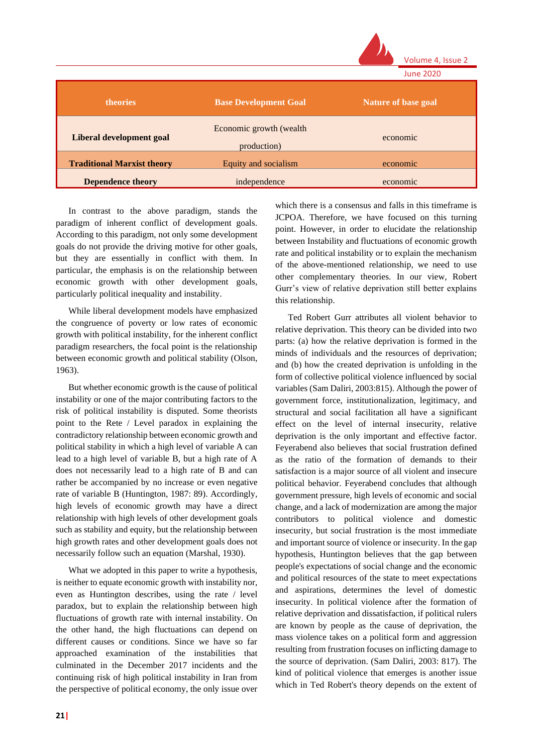| theories | Base Development Goal | Nature of base goal |
|---|---|---|
| **Liberal development goal** | Economic growth (wealth production) | economic |
| **Traditional Marxist theory** | Equity and socialism | economic |
| **Dependence theory** | independence | economic |

In contrast to the above paradigm, stands the paradigm of inherent conflict of development goals. According to this paradigm, not only some development goals do not provide the driving motive for other goals, but they are essentially in conflict with them. In particular, the emphasis is on the relationship between economic growth with other development goals, particularly political inequality and instability.

While liberal development models have emphasized the congruence of poverty or low rates of economic growth with political instability, for the inherent conflict paradigm researchers, the focal point is the relationship between economic growth and political stability (Olson, 1963).

But whether economic growth is the cause of political instability or one of the major contributing factors to the risk of political instability is disputed. Some theorists point to the Rete / Level paradox in explaining the contradictory relationship between economic growth and political stability in which a high level of variable A can lead to a high level of variable B, but a high rate of A does not necessarily lead to a high rate of B and can rather be accompanied by no increase or even negative rate of variable B (Huntington, 1987: 89). Accordingly, high levels of economic growth may have a direct relationship with high levels of other development goals such as stability and equity, but the relationship between high growth rates and other development goals does not necessarily follow such an equation (Marshal, 1930).

What we adopted in this paper to write a hypothesis, is neither to equate economic growth with instability nor, even as Huntington describes, using the rate / level paradox, but to explain the relationship between high fluctuations of growth rate with internal instability. On the other hand, the high fluctuations can depend on different causes or conditions. Since we have so far approached examination of the instabilities that culminated in the December 2017 incidents and the continuing risk of high political instability in Iran from the perspective of political economy, the only issue over which there is a consensus and falls in this timeframe is JCPOA. Therefore, we have focused on this turning point. However, in order to elucidate the relationship between Instability and fluctuations of economic growth rate and political instability or to explain the mechanism of the above-mentioned relationship, we need to use other complementary theories. In our view, Robert Gurr's view of relative deprivation still better explains this relationship.

Ted Robert Gurr attributes all violent behavior to relative deprivation. This theory can be divided into two parts: (a) how the relative deprivation is formed in the minds of individuals and the resources of deprivation; and (b) how the created deprivation is unfolding in the form of collective political violence influenced by social variables (Sam Daliri, 2003:815). Although the power of government force, institutionalization, legitimacy, and structural and social facilitation all have a significant effect on the level of internal insecurity, relative deprivation is the only important and effective factor. Feyerabend also believes that social frustration defined as the ratio of the formation of demands to their satisfaction is a major source of all violent and insecure political behavior. Feyerabend concludes that although government pressure, high levels of economic and social change, and a lack of modernization are among the major contributors to political violence and domestic insecurity, but social frustration is the most immediate and important source of violence or insecurity. In the gap hypothesis, Huntington believes that the gap between people's expectations of social change and the economic and political resources of the state to meet expectations and aspirations, determines the level of domestic insecurity. In political violence after the formation of relative deprivation and dissatisfaction, if political rulers are known by people as the cause of deprivation, the mass violence takes on a political form and aggression resulting from frustration focuses on inflicting damage to the source of deprivation. (Sam Daliri, 2003: 817). The kind of political violence that emerges is another issue which in Ted Robert's theory depends on the extent of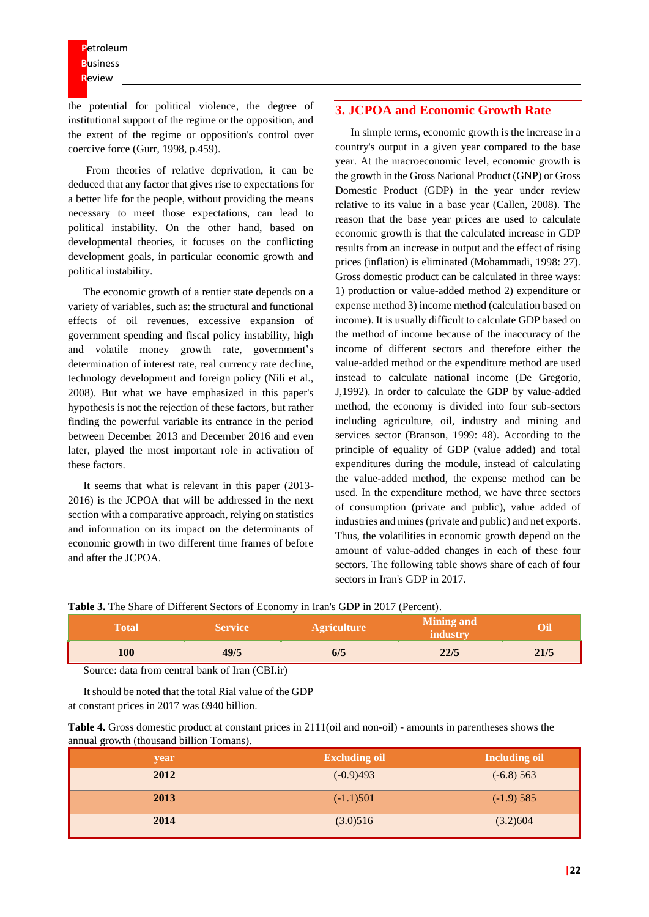the potential for political violence, the degree of institutional support of the regime or the opposition, and the extent of the regime or opposition's control over coercive force (Gurr, 1998, p.459).

From theories of relative deprivation, it can be deduced that any factor that gives rise to expectations for a better life for the people, without providing the means necessary to meet those expectations, can lead to political instability. On the other hand, based on developmental theories, it focuses on the conflicting development goals, in particular economic growth and political instability.

The economic growth of a rentier state depends on a variety of variables, such as: the structural and functional effects of oil revenues, excessive expansion of government spending and fiscal policy instability, high and volatile money growth rate, government's determination of interest rate, real currency rate decline, technology development and foreign policy (Nili et al., 2008). But what we have emphasized in this paper's hypothesis is not the rejection of these factors, but rather finding the powerful variable its entrance in the period between December 2013 and December 2016 and even later, played the most important role in activation of these factors.

It seems that what is relevant in this paper (2013-2016) is the JCPOA that will be addressed in the next section with a comparative approach, relying on statistics and information on its impact on the determinants of economic growth in two different time frames of before and after the JCPOA.

## 3. JCPOA and Economic Growth Rate

In simple terms, economic growth is the increase in a country's output in a given year compared to the base year. At the macroeconomic level, economic growth is the growth in the Gross National Product (GNP) or Gross Domestic Product (GDP) in the year under review relative to its value in a base year (Callen, 2008). The reason that the base year prices are used to calculate economic growth is that the calculated increase in GDP results from an increase in output and the effect of rising prices (inflation) is eliminated (Mohammadi, 1998: 27). Gross domestic product can be calculated in three ways: 1) production or value-added method 2) expenditure or expense method 3) income method (calculation based on income). It is usually difficult to calculate GDP based on the method of income because of the inaccuracy of the income of different sectors and therefore either the value-added method or the expenditure method are used instead to calculate national income (De Gregorio, J,1992). In order to calculate the GDP by value-added method, the economy is divided into four sub-sectors including agriculture, oil, industry and mining and services sector (Branson, 1999: 48). According to the principle of equality of GDP (value added) and total expenditures during the module, instead of calculating the value-added method, the expense method can be used. In the expenditure method, we have three sectors of consumption (private and public), value added of industries and mines (private and public) and net exports. Thus, the volatilities in economic growth depend on the amount of value-added changes in each of these four sectors. The following table shows share of each of four sectors in Iran's GDP in 2017.

**Table 3.** The Share of Different Sectors of Economy in Iran's GDP in 2017 (Percent).

| Total | Service | Agriculture | Mining and industry | Oil |
|---|---|---|---|---|
| **100** | **49/5** | **6/5** | **22/5** | **21/5** |

Source: data from central bank of Iran (CBI.ir)

It should be noted that the total Rial value of the GDP at constant prices in 2017 was 6940 billion.

**Table 4.** Gross domestic product at constant prices in 2111(oil and non-oil) - amounts in parentheses shows the annual growth (thousand billion Tomans).

| year | Excluding oil | Including oil |
|---|---|---|
| **2012** | (-0.9)493 | (-6.8) 563 |
| **2013** | (-1.1)501 | (-1.9) 585 |
| **2014** | (3.0)516 | (3.2)604 |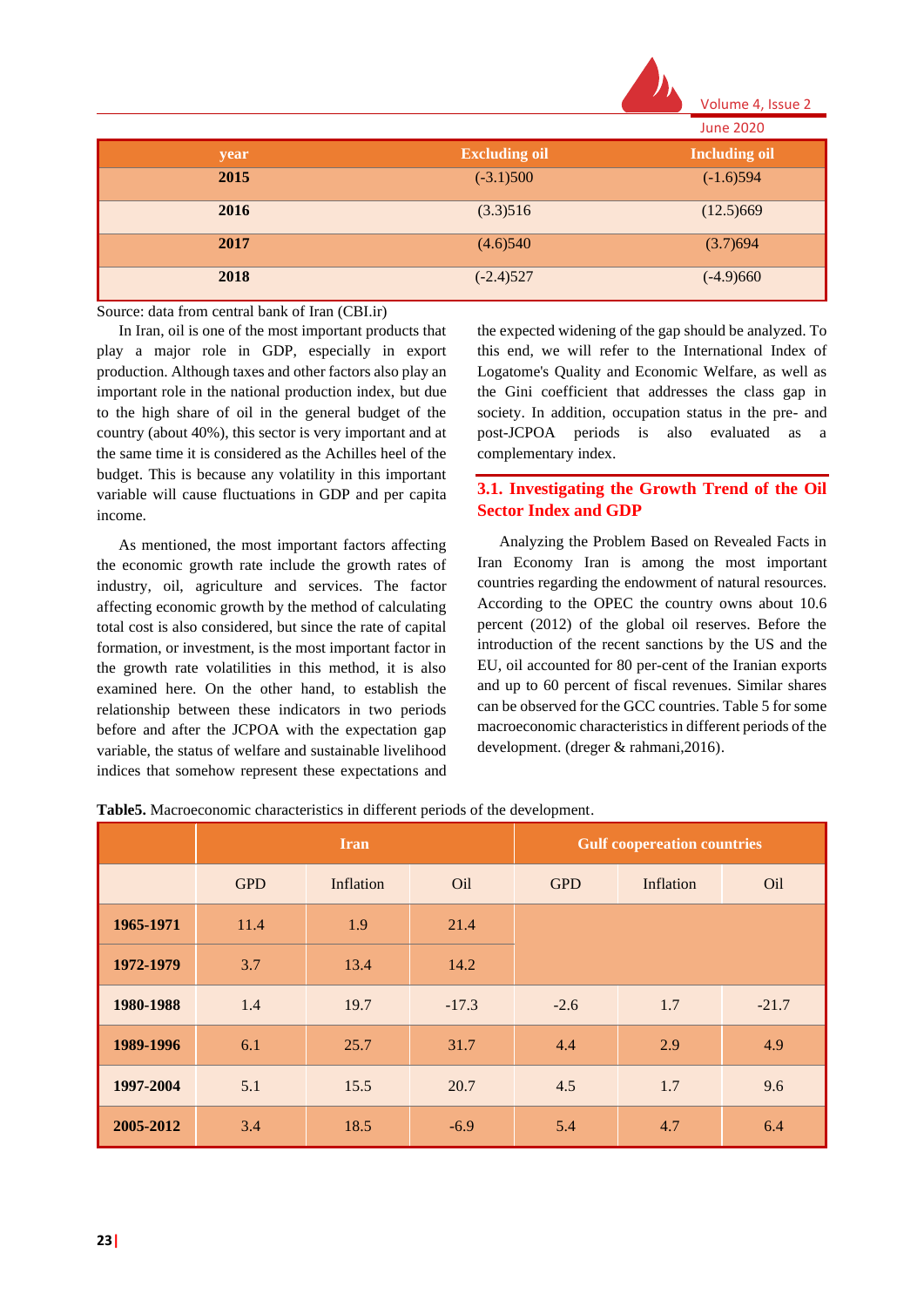| year | Excluding oil | Including oil |
|---|---|---|
| **2015** | (-3.1)500 | (-1.6)594 |
| **2016** | (3.3)516 | (12.5)669 |
| **2017** | (4.6)540 | (3.7)694 |
| **2018** | (-2.4)527 | (-4.9)660 |

Source: data from central bank of Iran (CBI.ir)

In Iran, oil is one of the most important products that play a major role in GDP, especially in export production. Although taxes and other factors also play an important role in the national production index, but due to the high share of oil in the general budget of the country (about 40%), this sector is very important and at the same time it is considered as the Achilles heel of the budget. This is because any volatility in this important variable will cause fluctuations in GDP and per capita income.

As mentioned, the most important factors affecting the economic growth rate include the growth rates of industry, oil, agriculture and services. The factor affecting economic growth by the method of calculating total cost is also considered, but since the rate of capital formation, or investment, is the most important factor in the growth rate volatilities in this method, it is also examined here. On the other hand, to establish the relationship between these indicators in two periods before and after the JCPOA with the expectation gap variable, the status of welfare and sustainable livelihood indices that somehow represent these expectations and the expected widening of the gap should be analyzed. To this end, we will refer to the International Index of Logatome's Quality and Economic Welfare, as well as the Gini coefficient that addresses the class gap in society. In addition, occupation status in the pre- and post-JCPOA periods is also evaluated as a complementary index.

## 3.1. Investigating the Growth Trend of the Oil Sector Index and GDP

Analyzing the Problem Based on Revealed Facts in Iran Economy Iran is among the most important countries regarding the endowment of natural resources. According to the OPEC the country owns about 10.6 percent (2012) of the global oil reserves. Before the introduction of the recent sanctions by the US and the EU, oil accounted for 80 per-cent of the Iranian exports and up to 60 percent of fiscal revenues. Similar shares can be observed for the GCC countries. Table 5 for some macroeconomic characteristics in different periods of the development. (dreger & rahmani,2016).

**Table5.** Macroeconomic characteristics in different periods of the development.

| | Iran | | | Gulf cooepreation countries | | |
|---|---|---|---|---|---|---|
| | GPD | Inflation | Oil | GPD | Inflation | Oil |
| **1965-1971** | 11.4 | 1.9 | 21.4 | | | |
| **1972-1979** | 3.7 | 13.4 | 14.2 | | | |
| **1980-1988** | 1.4 | 19.7 | -17.3 | -2.6 | 1.7 | -21.7 |
| **1989-1996** | 6.1 | 25.7 | 31.7 | 4.4 | 2.9 | 4.9 |
| **1997-2004** | 5.1 | 15.5 | 20.7 | 4.5 | 1.7 | 9.6 |
| **2005-2012** | 3.4 | 18.5 | -6.9 | 5.4 | 4.7 | 6.4 |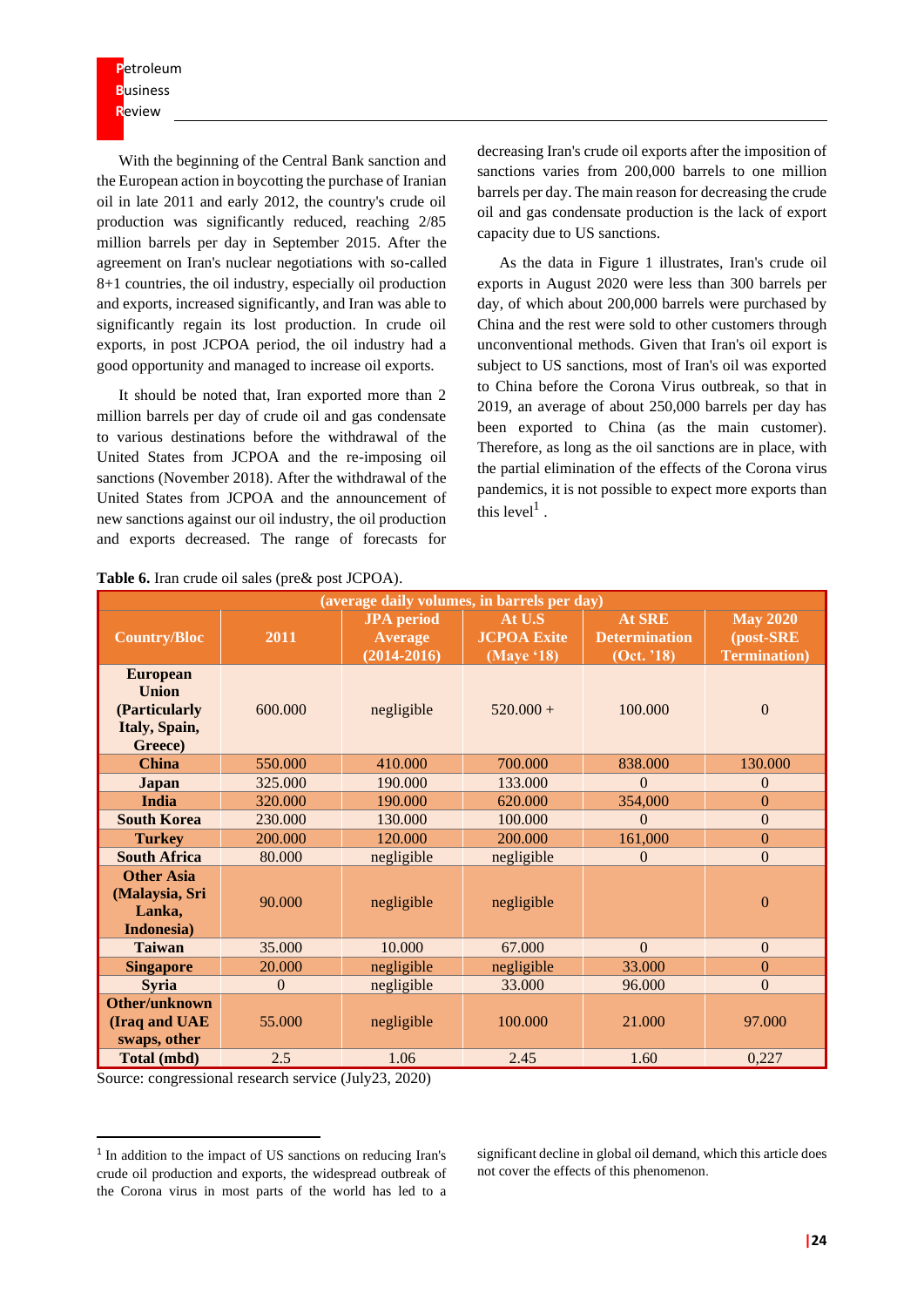With the beginning of the Central Bank sanction and the European action in boycotting the purchase of Iranian oil in late 2011 and early 2012, the country's crude oil production was significantly reduced, reaching 2/85 million barrels per day in September 2015. After the agreement on Iran's nuclear negotiations with so-called 8+1 countries, the oil industry, especially oil production and exports, increased significantly, and Iran was able to significantly regain its lost production. In crude oil exports, in post JCPOA period, the oil industry had a good opportunity and managed to increase oil exports.

It should be noted that, Iran exported more than 2 million barrels per day of crude oil and gas condensate to various destinations before the withdrawal of the United States from JCPOA and the re-imposing oil sanctions (November 2018). After the withdrawal of the United States from JCPOA and the announcement of new sanctions against our oil industry, the oil production and exports decreased. The range of forecasts for decreasing Iran's crude oil exports after the imposition of sanctions varies from 200,000 barrels to one million barrels per day. The main reason for decreasing the crude oil and gas condensate production is the lack of export capacity due to US sanctions.

As the data in Figure 1 illustrates, Iran's crude oil exports in August 2020 were less than 300 barrels per day, of which about 200,000 barrels were purchased by China and the rest were sold to other customers through unconventional methods. Given that Iran's oil export is subject to US sanctions, most of Iran's oil was exported to China before the Corona Virus outbreak, so that in 2019, an average of about 250,000 barrels per day has been exported to China (as the main customer). Therefore, as long as the oil sanctions are in place, with the partial elimination of the effects of the Corona virus pandemics, it is not possible to expect more exports than this level[1] .

**Table 6.** Iran crude oil sales (pre& post JCPOA).

| (average daily volumes, in barrels per day) | | | | | |
|---|---|---|---|---|---|
| **Country/Bloc** | **2011** | **JPA period Average (2014-2016)** | **At U.S JCPOA Exite (Maye '18)** | **At SRE Determination (Oct. '18)** | **May 2020 (post-SRE Termination)** |
| **European Union (Particularly Italy, Spain, Greece)** | 600.000 | negligible | 520.000 + | 100.000 | 0 |
| **China** | 550.000 | 410.000 | 700.000 | 838.000 | 130.000 |
| **Japan** | 325.000 | 190.000 | 133.000 | 0 | 0 |
| **India** | 320.000 | 190.000 | 620.000 | 354,000 | 0 |
| **South Korea** | 230.000 | 130.000 | 100.000 | 0 | 0 |
| **Turkey** | 200.000 | 120.000 | 200.000 | 161,000 | 0 |
| **South Africa** | 80.000 | negligible | negligible | 0 | 0 |
| **Other Asia (Malaysia, Sri Lanka, Indonesia)** | 90.000 | negligible | negligible | | 0 |
| **Taiwan** | 35.000 | 10.000 | 67.000 | 0 | 0 |
| **Singapore** | 20.000 | negligible | negligible | 33.000 | 0 |
| **Syria** | 0 | negligible | 33.000 | 96.000 | 0 |
| **Other/unknown (Iraq and UAE swaps, other** | 55.000 | negligible | 100.000 | 21.000 | 97.000 |
| **Total (mbd)** | 2.5 | 1.06 | 2.45 | 1.60 | 0,227 |

Source: congressional research service (July23, 2020)

[1] In addition to the impact of US sanctions on reducing Iran's crude oil production and exports, the widespread outbreak of the Corona virus in most parts of the world has led to a significant decline in global oil demand, which this article does not cover the effects of this phenomenon.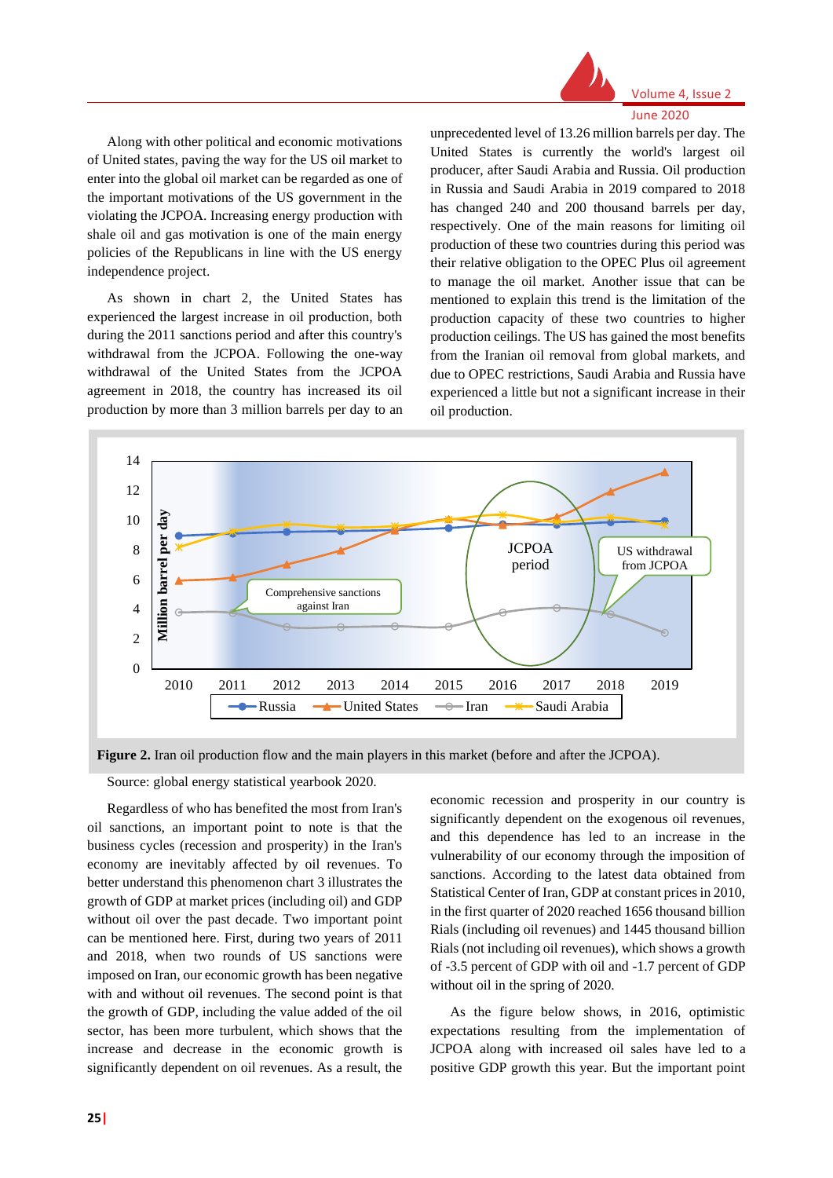Along with other political and economic motivations of United states, paving the way for the US oil market to enter into the global oil market can be regarded as one of the important motivations of the US government in the violating the JCPOA. Increasing energy production with shale oil and gas motivation is one of the main energy policies of the Republicans in line with the US energy independence project.

As shown in chart 2, the United States has experienced the largest increase in oil production, both during the 2011 sanctions period and after this country's withdrawal from the JCPOA. Following the one-way withdrawal of the United States from the JCPOA agreement in 2018, the country has increased its oil production by more than 3 million barrels per day to an unprecedented level of 13.26 million barrels per day. The United States is currently the world's largest oil producer, after Saudi Arabia and Russia. Oil production in Russia and Saudi Arabia in 2019 compared to 2018 has changed 240 and 200 thousand barrels per day, respectively. One of the main reasons for limiting oil production of these two countries during this period was their relative obligation to the OPEC Plus oil agreement to manage the oil market. Another issue that can be mentioned to explain this trend is the limitation of the production capacity of these two countries to higher production ceilings. The US has gained the most benefits from the Iranian oil removal from global markets, and due to OPEC restrictions, Saudi Arabia and Russia have experienced a little but not a significant increase in their oil production.

**Figure 2.** Iran oil production flow and the main players in this market (before and after the JCPOA).

Source: global energy statistical yearbook 2020.

Regardless of who has benefited the most from Iran's oil sanctions, an important point to note is that the business cycles (recession and prosperity) in the Iran's economy are inevitably affected by oil revenues. To better understand this phenomenon chart 3 illustrates the growth of GDP at market prices (including oil) and GDP without oil over the past decade. Two important point can be mentioned here. First, during two years of 2011 and 2018, when two rounds of US sanctions were imposed on Iran, our economic growth has been negative with and without oil revenues. The second point is that the growth of GDP, including the value added of the oil sector, has been more turbulent, which shows that the increase and decrease in the economic growth is significantly dependent on oil revenues. As a result, the economic recession and prosperity in our country is significantly dependent on the exogenous oil revenues, and this dependence has led to an increase in the vulnerability of our economy through the imposition of sanctions. According to the latest data obtained from Statistical Center of Iran, GDP at constant prices in 2010, in the first quarter of 2020 reached 1656 thousand billion Rials (including oil revenues) and 1445 thousand billion Rials (not including oil revenues), which shows a growth of -3.5 percent of GDP with oil and -1.7 percent of GDP without oil in the spring of 2020.

As the figure below shows, in 2016, optimistic expectations resulting from the implementation of JCPOA along with increased oil sales have led to a positive GDP growth this year. But the important point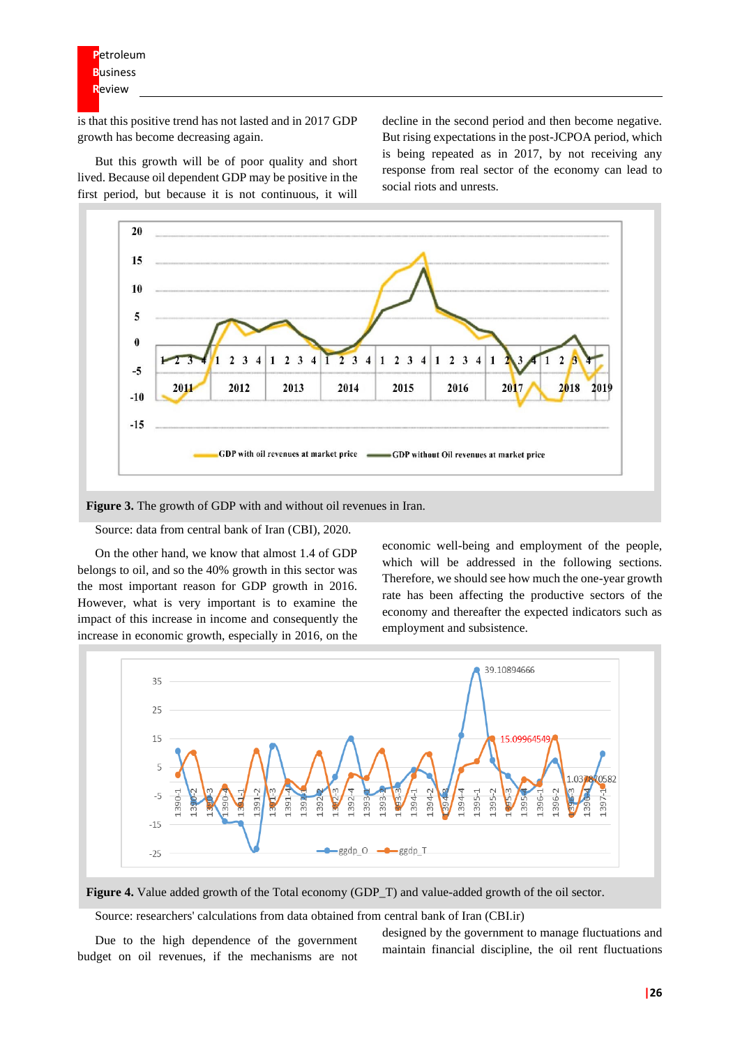is that this positive trend has not lasted and in 2017 GDP growth has become decreasing again.

But this growth will be of poor quality and short lived. Because oil dependent GDP may be positive in the first period, but because it is not continuous, it will decline in the second period and then become negative. But rising expectations in the post-JCPOA period, which is being repeated as in 2017, by not receiving any response from real sector of the economy can lead to social riots and unrests.

**Figure 3.** The growth of GDP with and without oil revenues in Iran.

Source: data from central bank of Iran (CBI), 2020.

On the other hand, we know that almost 1.4 of GDP belongs to oil, and so the 40% growth in this sector was the most important reason for GDP growth in 2016. However, what is very important is to examine the impact of this increase in income and consequently the increase in economic growth, especially in 2016, on the economic well-being and employment of the people, which will be addressed in the following sections. Therefore, we should see how much the one-year growth rate has been affecting the productive sectors of the economy and thereafter the expected indicators such as employment and subsistence.

**Figure 4.** Value added growth of the Total economy (GDP_T) and value-added growth of the oil sector.

Source: researchers' calculations from data obtained from central bank of Iran (CBI.ir)

Due to the high dependence of the government budget on oil revenues, if the mechanisms are not designed by the government to manage fluctuations and maintain financial discipline, the oil rent fluctuations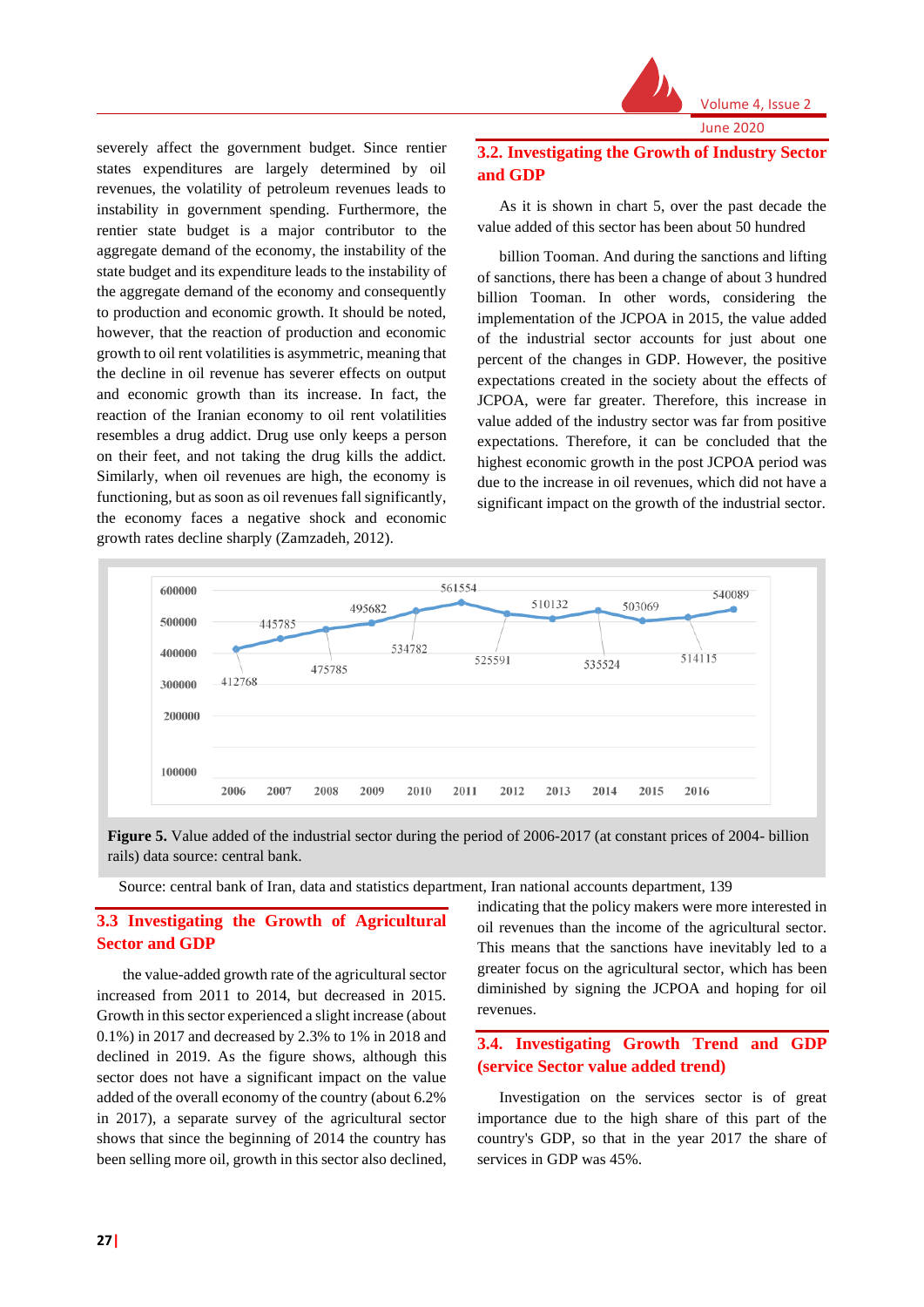severely affect the government budget. Since rentier states expenditures are largely determined by oil revenues, the volatility of petroleum revenues leads to instability in government spending. Furthermore, the rentier state budget is a major contributor to the aggregate demand of the economy, the instability of the state budget and its expenditure leads to the instability of the aggregate demand of the economy and consequently to production and economic growth. It should be noted, however, that the reaction of production and economic growth to oil rent volatilities is asymmetric, meaning that the decline in oil revenue has severer effects on output and economic growth than its increase. In fact, the reaction of the Iranian economy to oil rent volatilities resembles a drug addict. Drug use only keeps a person on their feet, and not taking the drug kills the addict. Similarly, when oil revenues are high, the economy is functioning, but as soon as oil revenues fall significantly, the economy faces a negative shock and economic growth rates decline sharply (Zamzadeh, 2012).

## 3.2. Investigating the Growth of Industry Sector and GDP

As it is shown in chart 5, over the past decade the value added of this sector has been about 50 hundred billion Tooman. And during the sanctions and lifting of sanctions, there has been a change of about 3 hundred billion Tooman. In other words, considering the implementation of the JCPOA in 2015, the value added of the industrial sector accounts for just about one percent of the changes in GDP. However, the positive expectations created in the society about the effects of JCPOA, were far greater. Therefore, this increase in value added of the industry sector was far from positive expectations. Therefore, it can be concluded that the highest economic growth in the post JCPOA period was due to the increase in oil revenues, which did not have a significant impact on the growth of the industrial sector.

| Year | Value added |
|---|---|
| 2006 | 412768 |
| 2007 | 445785 |
| 2008 | 475785 |
| 2009 | 495682 |
| 2010 | 534782 |
| 2011 | 561554 |
| 2012 | 525591 |
| 2013 | 510132 |
| 2014 | 535524 |
| 2015 | 503069 |
| 2016 | 514115 |
| 2017 | 540089 |

**Figure 5.** Value added of the industrial sector during the period of 2006-2017 (at constant prices of 2004- billion rails) data source: central bank.

Source: central bank of Iran, data and statistics department, Iran national accounts department, 139

## 3.3 Investigating the Growth of Agricultural Sector and GDP

the value-added growth rate of the agricultural sector increased from 2011 to 2014, but decreased in 2015. Growth in this sector experienced a slight increase (about 0.1%) in 2017 and decreased by 2.3% to 1% in 2018 and declined in 2019. As the figure shows, although this sector does not have a significant impact on the value added of the overall economy of the country (about 6.2% in 2017), a separate survey of the agricultural sector shows that since the beginning of 2014 the country has been selling more oil, growth in this sector also declined, indicating that the policy makers were more interested in oil revenues than the income of the agricultural sector. This means that the sanctions have inevitably led to a greater focus on the agricultural sector, which has been diminished by signing the JCPOA and hoping for oil revenues.

## 3.4. Investigating Growth Trend and GDP (service Sector value added trend)

Investigation on the services sector is of great importance due to the high share of this part of the country's GDP, so that in the year 2017 the share of services in GDP was 45%.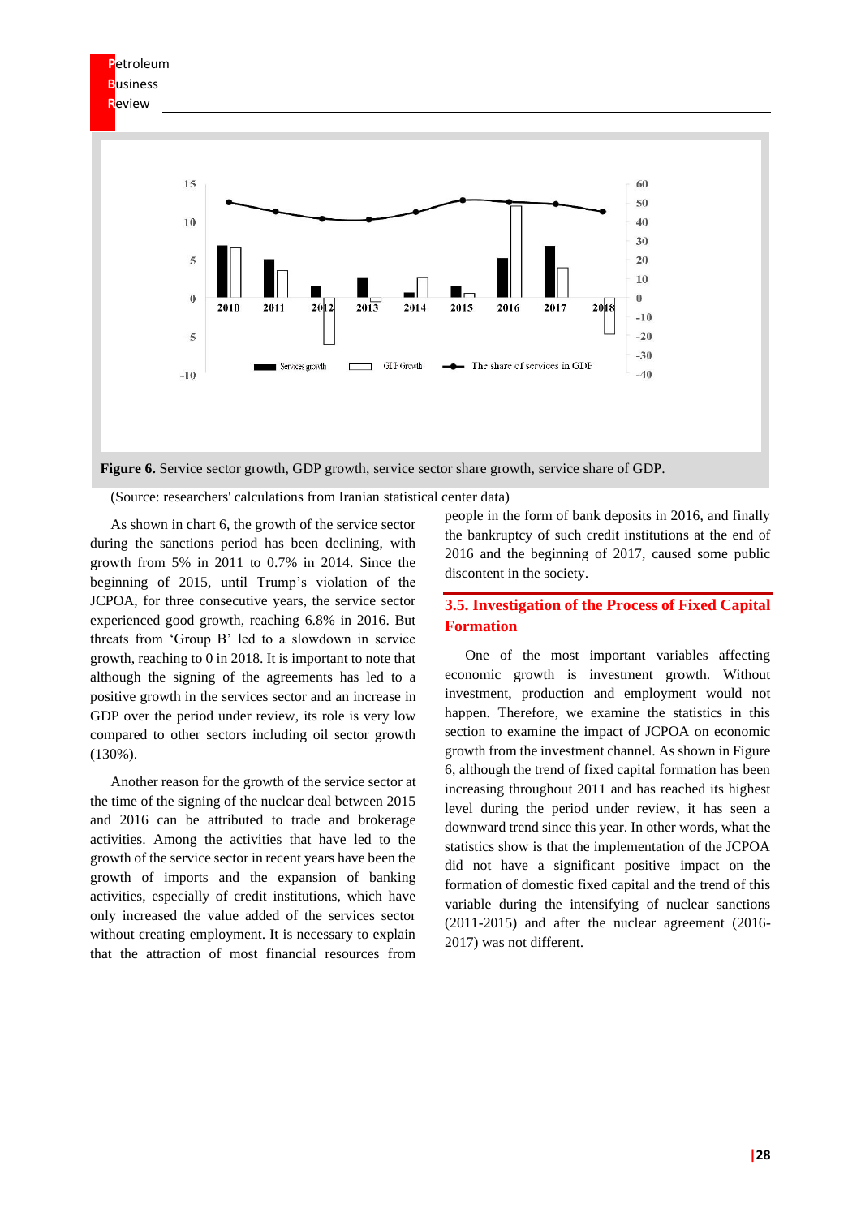**Figure 6.** Service sector growth, GDP growth, service sector share growth, service share of GDP.

(Source: researchers' calculations from Iranian statistical center data)

As shown in chart 6, the growth of the service sector during the sanctions period has been declining, with growth from 5% in 2011 to 0.7% in 2014. Since the beginning of 2015, until Trump's violation of the JCPOA, for three consecutive years, the service sector experienced good growth, reaching 6.8% in 2016. But threats from 'Group B' led to a slowdown in service growth, reaching to 0 in 2018. It is important to note that although the signing of the agreements has led to a positive growth in the services sector and an increase in GDP over the period under review, its role is very low compared to other sectors including oil sector growth (130%).

Another reason for the growth of the service sector at the time of the signing of the nuclear deal between 2015 and 2016 can be attributed to trade and brokerage activities. Among the activities that have led to the growth of the service sector in recent years have been the growth of imports and the expansion of banking activities, especially of credit institutions, which have only increased the value added of the services sector without creating employment. It is necessary to explain that the attraction of most financial resources from people in the form of bank deposits in 2016, and finally the bankruptcy of such credit institutions at the end of 2016 and the beginning of 2017, caused some public discontent in the society.

## 3.5. Investigation of the Process of Fixed Capital Formation

One of the most important variables affecting economic growth is investment growth. Without investment, production and employment would not happen. Therefore, we examine the statistics in this section to examine the impact of JCPOA on economic growth from the investment channel. As shown in Figure 6, although the trend of fixed capital formation has been increasing throughout 2011 and has reached its highest level during the period under review, it has seen a downward trend since this year. In other words, what the statistics show is that the implementation of the JCPOA did not have a significant positive impact on the formation of domestic fixed capital and the trend of this variable during the intensifying of nuclear sanctions (2011-2015) and after the nuclear agreement (2016-2017) was not different.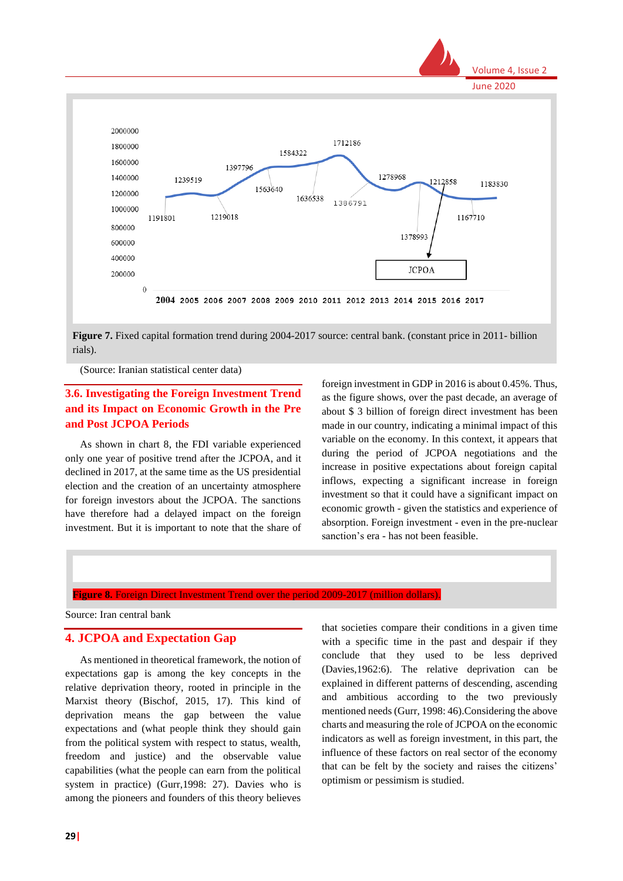2000000
1800000
1600000
1400000
1200000
1000000
800000
600000
400000
200000
0

1239519 1397796 1584322 1712186 1278968 1212858 1183830
1191801 1219018 1563640 1636538 1386791 1378993 1167710

JCPOA

2004 2005 2006 2007 2008 2009 2010 2011 2012 2013 2014 2015 2016 2017

**Figure 7.** Fixed capital formation trend during 2004-2017 source: central bank. (constant price in 2011- billion rials).

(Source: Iranian statistical center data)

### 3.6. Investigating the Foreign Investment Trend and its Impact on Economic Growth in the Pre and Post JCPOA Periods

As shown in chart 8, the FDI variable experienced only one year of positive trend after the JCPOA, and it declined in 2017, at the same time as the US presidential election and the creation of an uncertainty atmosphere for foreign investors about the JCPOA. The sanctions have therefore had a delayed impact on the foreign investment. But it is important to note that the share of foreign investment in GDP in 2016 is about 0.45%. Thus, as the figure shows, over the past decade, an average of about $ 3 billion of foreign direct investment has been made in our country, indicating a minimal impact of this variable on the economy. In this context, it appears that during the period of JCPOA negotiations and the increase in positive expectations about foreign capital inflows, expecting a significant increase in foreign investment so that it could have a significant impact on economic growth - given the statistics and experience of absorption. Foreign investment - even in the pre-nuclear sanction's era - has not been feasible.

**Figure 8.** Foreign Direct Investment Trend over the period 2009-2017 (million dollars).

Source: Iran central bank

## 4. JCPOA and Expectation Gap

As mentioned in theoretical framework, the notion of expectations gap is among the key concepts in the relative deprivation theory, rooted in principle in the Marxist theory (Bischof, 2015, 17). This kind of deprivation means the gap between the value expectations and (what people think they should gain from the political system with respect to status, wealth, freedom and justice) and the observable value capabilities (what the people can earn from the political system in practice) (Gurr,1998: 27). Davies who is among the pioneers and founders of this theory believes that societies compare their conditions in a given time with a specific time in the past and despair if they conclude that they used to be less deprived (Davies,1962:6). The relative deprivation can be explained in different patterns of descending, ascending and ambitious according to the two previously mentioned needs (Gurr, 1998: 46).Considering the above charts and measuring the role of JCPOA on the economic indicators as well as foreign investment, in this part, the influence of these factors on real sector of the economy that can be felt by the society and raises the citizens' optimism or pessimism is studied.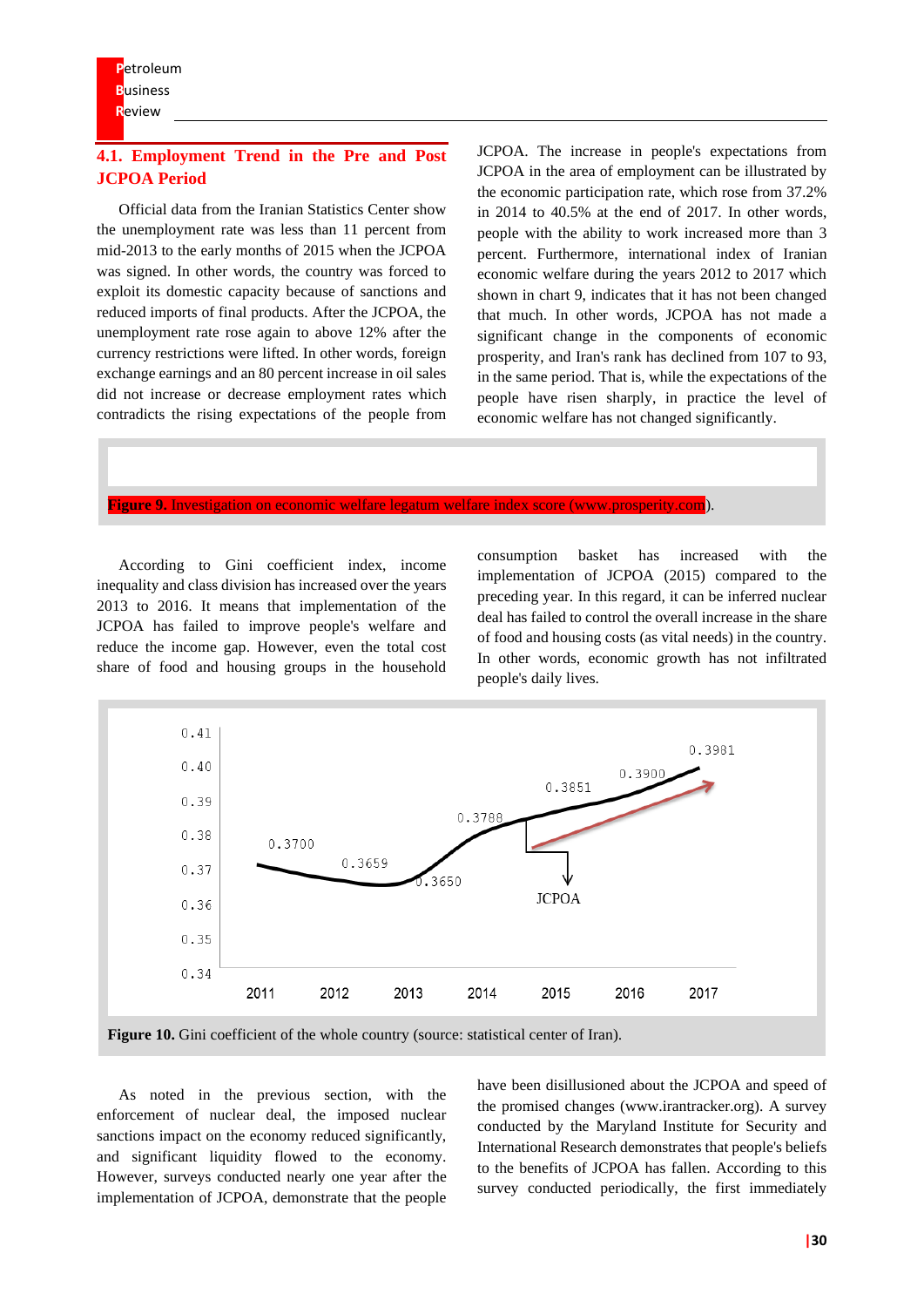## 4.1. Employment Trend in the Pre and Post JCPOA Period

Official data from the Iranian Statistics Center show the unemployment rate was less than 11 percent from mid-2013 to the early months of 2015 when the JCPOA was signed. In other words, the country was forced to exploit its domestic capacity because of sanctions and reduced imports of final products. After the JCPOA, the unemployment rate rose again to above 12% after the currency restrictions were lifted. In other words, foreign exchange earnings and an 80 percent increase in oil sales did not increase or decrease employment rates which contradicts the rising expectations of the people from JCPOA. The increase in people's expectations from JCPOA in the area of employment can be illustrated by the economic participation rate, which rose from 37.2% in 2014 to 40.5% at the end of 2017. In other words, people with the ability to work increased more than 3 percent. Furthermore, international index of Iranian economic welfare during the years 2012 to 2017 which shown in chart 9, indicates that it has not been changed that much. In other words, JCPOA has not made a significant change in the components of economic prosperity, and Iran's rank has declined from 107 to 93, in the same period. That is, while the expectations of the people have risen sharply, in practice the level of economic welfare has not changed significantly.

**Figure 9.** Investigation on economic welfare legatum welfare index score (www.prosperity.com).

According to Gini coefficient index, income inequality and class division has increased over the years 2013 to 2016. It means that implementation of the JCPOA has failed to improve people's welfare and reduce the income gap. However, even the total cost share of food and housing groups in the household consumption basket has increased with the implementation of JCPOA (2015) compared to the preceding year. In this regard, it can be inferred nuclear deal has failed to control the overall increase in the share of food and housing costs (as vital needs) in the country. In other words, economic growth has not infiltrated people's daily lives.

**Figure 10.** Gini coefficient of the whole country (source: statistical center of Iran).

As noted in the previous section, with the enforcement of nuclear deal, the imposed nuclear sanctions impact on the economy reduced significantly, and significant liquidity flowed to the economy. However, surveys conducted nearly one year after the implementation of JCPOA, demonstrate that the people have been disillusioned about the JCPOA and speed of the promised changes (www.irantracker.org). A survey conducted by the Maryland Institute for Security and International Research demonstrates that people's beliefs to the benefits of JCPOA has fallen. According to this survey conducted periodically, the first immediately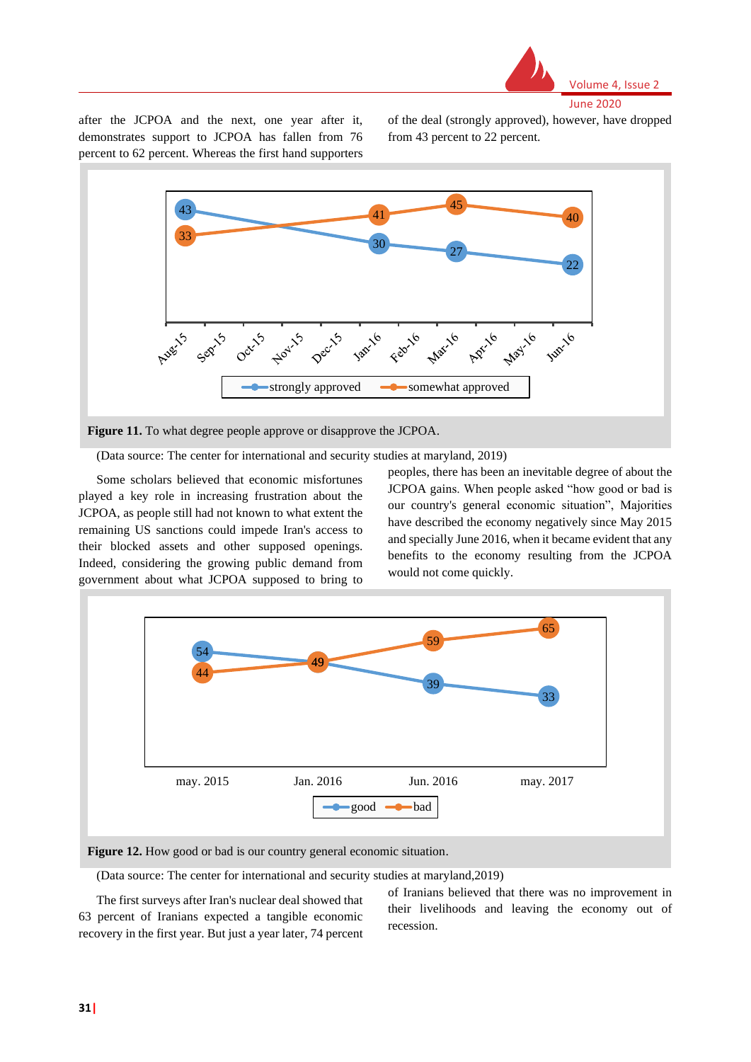after the JCPOA and the next, one year after it, demonstrates support to JCPOA has fallen from 76 percent to 62 percent. Whereas the first hand supporters of the deal (strongly approved), however, have dropped from 43 percent to 22 percent.

**Figure 11.** To what degree people approve or disapprove the JCPOA.

(Data source: The center for international and security studies at maryland, 2019)

Some scholars believed that economic misfortunes played a key role in increasing frustration about the JCPOA, as people still had not known to what extent the remaining US sanctions could impede Iran's access to their blocked assets and other supposed openings. Indeed, considering the growing public demand from government about what JCPOA supposed to bring to peoples, there has been an inevitable degree of about the JCPOA gains. When people asked "how good or bad is our country's general economic situation", Majorities have described the economy negatively since May 2015 and specially June 2016, when it became evident that any benefits to the economy resulting from the JCPOA would not come quickly.

**Figure 12.** How good or bad is our country general economic situation.

(Data source: The center for international and security studies at maryland,2019)

The first surveys after Iran's nuclear deal showed that 63 percent of Iranians expected a tangible economic recovery in the first year. But just a year later, 74 percent of Iranians believed that there was no improvement in their livelihoods and leaving the economy out of recession.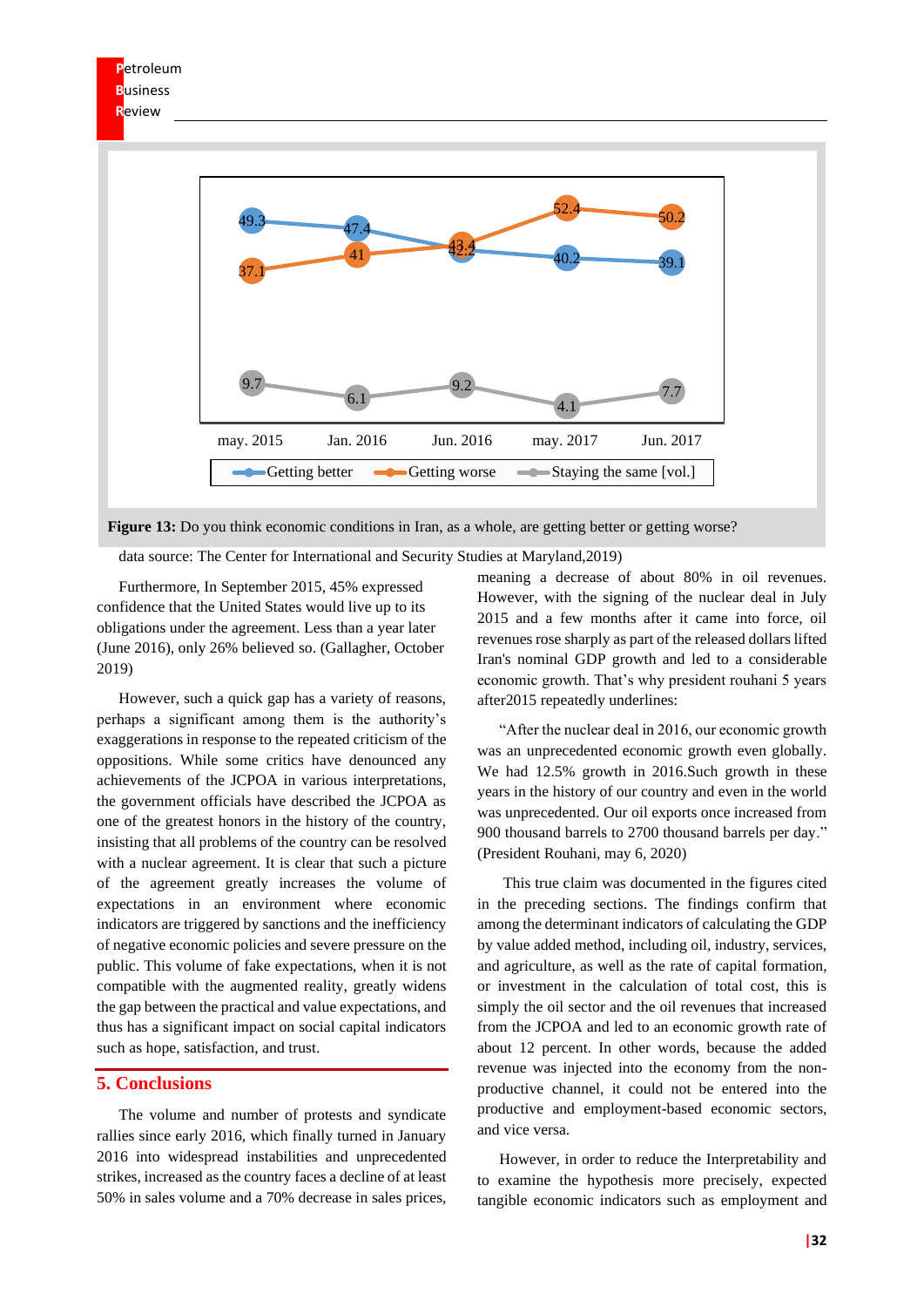| | may. 2015 | Jan. 2016 | Jun. 2016 | may. 2017 | Jun. 2017 |
|---|---|---|---|---|---|
| Getting better | 49.3 | 47.4 | 42.2 | 40.2 | 39.1 |
| Getting worse | 37.1 | 41 | 43.4 | 52.4 | 50.2 |
| Staying the same [vol.] | 9.7 | 6.1 | 9.2 | 4.1 | 7.7 |

**Figure 13:** Do you think economic conditions in Iran, as a whole, are getting better or getting worse?

data source: The Center for International and Security Studies at Maryland,2019)

Furthermore, In September 2015, 45% expressed confidence that the United States would live up to its obligations under the agreement. Less than a year later (June 2016), only 26% believed so. (Gallagher, October 2019)

However, such a quick gap has a variety of reasons, perhaps a significant among them is the authority's exaggerations in response to the repeated criticism of the oppositions. While some critics have denounced any achievements of the JCPOA in various interpretations, the government officials have described the JCPOA as one of the greatest honors in the history of the country, insisting that all problems of the country can be resolved with a nuclear agreement. It is clear that such a picture of the agreement greatly increases the volume of expectations in an environment where economic indicators are triggered by sanctions and the inefficiency of negative economic policies and severe pressure on the public. This volume of fake expectations, when it is not compatible with the augmented reality, greatly widens the gap between the practical and value expectations, and thus has a significant impact on social capital indicators such as hope, satisfaction, and trust.

## 5. Conclusions

The volume and number of protests and syndicate rallies since early 2016, which finally turned in January 2016 into widespread instabilities and unprecedented strikes, increased as the country faces a decline of at least 50% in sales volume and a 70% decrease in sales prices, meaning a decrease of about 80% in oil revenues. However, with the signing of the nuclear deal in July 2015 and a few months after it came into force, oil revenues rose sharply as part of the released dollars lifted Iran's nominal GDP growth and led to a considerable economic growth. That's why president rouhani 5 years after2015 repeatedly underlines:

"After the nuclear deal in 2016, our economic growth was an unprecedented economic growth even globally. We had 12.5% growth in 2016.Such growth in these years in the history of our country and even in the world was unprecedented. Our oil exports once increased from 900 thousand barrels to 2700 thousand barrels per day." (President Rouhani, may 6, 2020)

This true claim was documented in the figures cited in the preceding sections. The findings confirm that among the determinant indicators of calculating the GDP by value added method, including oil, industry, services, and agriculture, as well as the rate of capital formation, or investment in the calculation of total cost, this is simply the oil sector and the oil revenues that increased from the JCPOA and led to an economic growth rate of about 12 percent. In other words, because the added revenue was injected into the economy from the non-productive channel, it could not be entered into the productive and employment-based economic sectors, and vice versa.

However, in order to reduce the Interpretability and to examine the hypothesis more precisely, expected tangible economic indicators such as employment and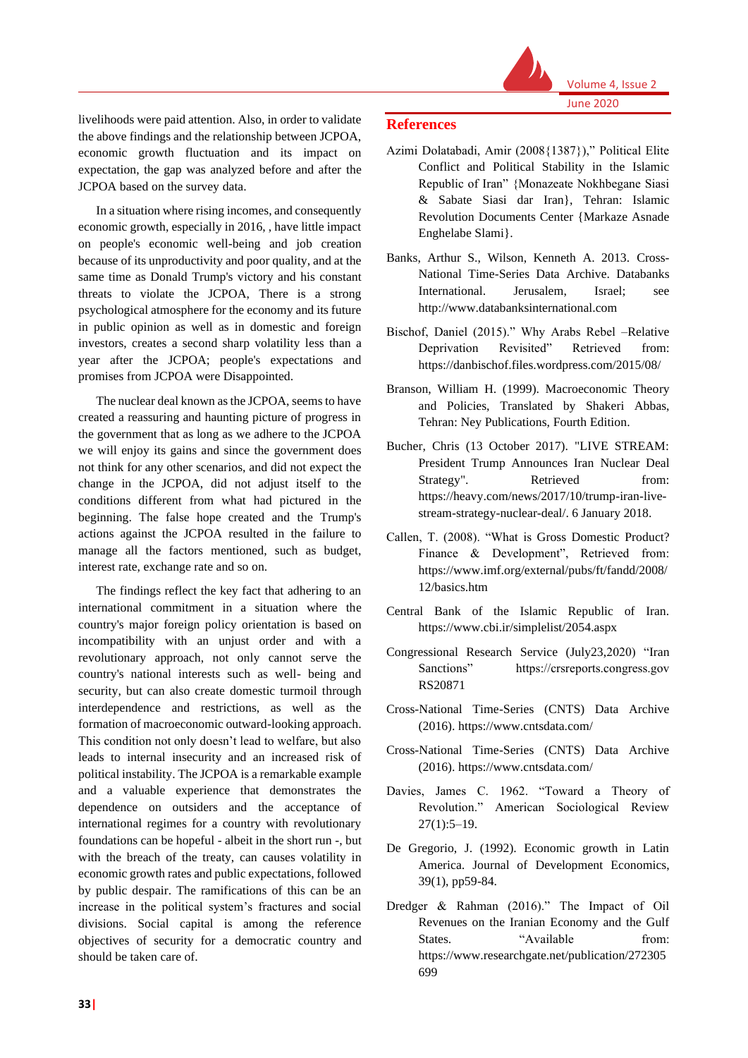livelihoods were paid attention. Also, in order to validate the above findings and the relationship between JCPOA, economic growth fluctuation and its impact on expectation, the gap was analyzed before and after the JCPOA based on the survey data.

In a situation where rising incomes, and consequently economic growth, especially in 2016, , have little impact on people's economic well-being and job creation because of its unproductivity and poor quality, and at the same time as Donald Trump's victory and his constant threats to violate the JCPOA, There is a strong psychological atmosphere for the economy and its future in public opinion as well as in domestic and foreign investors, creates a second sharp volatility less than a year after the JCPOA; people's expectations and promises from JCPOA were Disappointed.

The nuclear deal known as the JCPOA, seems to have created a reassuring and haunting picture of progress in the government that as long as we adhere to the JCPOA we will enjoy its gains and since the government does not think for any other scenarios, and did not expect the change in the JCPOA, did not adjust itself to the conditions different from what had pictured in the beginning. The false hope created and the Trump's actions against the JCPOA resulted in the failure to manage all the factors mentioned, such as budget, interest rate, exchange rate and so on.

The findings reflect the key fact that adhering to an international commitment in a situation where the country's major foreign policy orientation is based on incompatibility with an unjust order and with a revolutionary approach, not only cannot serve the country's national interests such as well- being and security, but can also create domestic turmoil through interdependence and restrictions, as well as the formation of macroeconomic outward-looking approach. This condition not only doesn't lead to welfare, but also leads to internal insecurity and an increased risk of political instability. The JCPOA is a remarkable example and a valuable experience that demonstrates the dependence on outsiders and the acceptance of international regimes for a country with revolutionary foundations can be hopeful - albeit in the short run -, but with the breach of the treaty, can causes volatility in economic growth rates and public expectations, followed by public despair. The ramifications of this can be an increase in the political system's fractures and social divisions. Social capital is among the reference objectives of security for a democratic country and should be taken care of.

## References

Azimi Dolatabadi, Amir (2008{1387})," Political Elite Conflict and Political Stability in the Islamic Republic of Iran" {Monazeate Nokhbegane Siasi & Sabate Siasi dar Iran}, Tehran: Islamic Revolution Documents Center {Markaze Asnade Enghelabe Slami}.

Banks, Arthur S., Wilson, Kenneth A. 2013. Cross-National Time-Series Data Archive. Databanks International. Jerusalem, Israel; see http://www.databanksinternational.com

Bischof, Daniel (2015)." Why Arabs Rebel –Relative Deprivation Revisited" Retrieved from: https://danbischof.files.wordpress.com/2015/08/

Branson, William H. (1999). Macroeconomic Theory and Policies, Translated by Shakeri Abbas, Tehran: Ney Publications, Fourth Edition.

Bucher, Chris (13 October 2017). "LIVE STREAM: President Trump Announces Iran Nuclear Deal Strategy". Retrieved from: https://heavy.com/news/2017/10/trump-iran-live-stream-strategy-nuclear-deal/. 6 January 2018.

Callen, T. (2008). "What is Gross Domestic Product? Finance & Development", Retrieved from: https://www.imf.org/external/pubs/ft/fandd/2008/12/basics.htm

Central Bank of the Islamic Republic of Iran. https://www.cbi.ir/simplelist/2054.aspx

Congressional Research Service (July23,2020) "Iran Sanctions" https://crsreports.congress.gov RS20871

Cross-National Time-Series (CNTS) Data Archive (2016). https://www.cntsdata.com/

Cross-National Time-Series (CNTS) Data Archive (2016). https://www.cntsdata.com/

Davies, James C. 1962. "Toward a Theory of Revolution." American Sociological Review 27(1):5–19.

De Gregorio, J. (1992). Economic growth in Latin America. Journal of Development Economics, 39(1), pp59-84.

Dredger & Rahman (2016)." The Impact of Oil Revenues on the Iranian Economy and the Gulf States. "Available from: https://www.researchgate.net/publication/272305699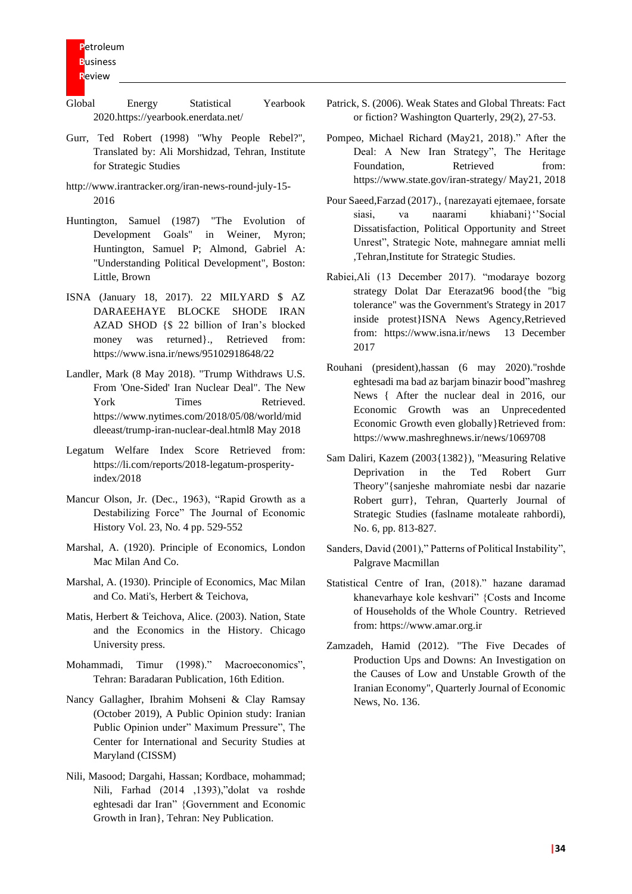Global Energy Statistical Yearbook 2020.https://yearbook.enerdata.net/

Gurr, Ted Robert (1998) "Why People Rebel?", Translated by: Ali Morshidzad, Tehran, Institute for Strategic Studies

http://www.irantracker.org/iran-news-round-july-15-2016

Huntington, Samuel (1987) "The Evolution of Development Goals" in Weiner, Myron; Huntington, Samuel P; Almond, Gabriel A: "Understanding Political Development", Boston: Little, Brown

ISNA (January 18, 2017). 22 MILYARD $ AZ DARAEEHAYE BLOCKE SHODE IRAN AZAD SHOD {$ 22 billion of Iran's blocked money was returned}., Retrieved from: https://www.isna.ir/news/95102918648/22

Landler, Mark (8 May 2018). "Trump Withdraws U.S. From 'One-Sided' Iran Nuclear Deal". The New York Times Retrieved. https://www.nytimes.com/2018/05/08/world/middleeast/trump-iran-nuclear-deal.html8 May 2018

Legatum Welfare Index Score Retrieved from: https://li.com/reports/2018-legatum-prosperity-index/2018

Mancur Olson, Jr. (Dec., 1963), "Rapid Growth as a Destabilizing Force" The Journal of Economic History Vol. 23, No. 4 pp. 529-552

Marshal, A. (1920). Principle of Economics, London Mac Milan And Co.

Marshal, A. (1930). Principle of Economics, Mac Milan and Co. Mati's, Herbert & Teichova,

Matis, Herbert & Teichova, Alice. (2003). Nation, State and the Economics in the History. Chicago University press.

Mohammadi, Timur (1998)." Macroeconomics", Tehran: Baradaran Publication, 16th Edition.

Nancy Gallagher, Ibrahim Mohseni & Clay Ramsay (October 2019), A Public Opinion study: Iranian Public Opinion under" Maximum Pressure", The Center for International and Security Studies at Maryland (CISSM)

Nili, Masood; Dargahi, Hassan; Kordbace, mohammad; Nili, Farhad (2014 ,1393),"dolat va roshde eghtesadi dar Iran" {Government and Economic Growth in Iran}, Tehran: Ney Publication.

Patrick, S. (2006). Weak States and Global Threats: Fact or fiction? Washington Quarterly, 29(2), 27-53.

Pompeo, Michael Richard (May21, 2018)." After the Deal: A New Iran Strategy", The Heritage Foundation, Retrieved from: https://www.state.gov/iran-strategy/ May21, 2018

Pour Saeed,Farzad (2017)., {narezayati ejtemaee, forsate siasi, va naarami khiabani}''Social Dissatisfaction, Political Opportunity and Street Unrest", Strategic Note, mahnegare amniat melli ,Tehran,Institute for Strategic Studies.

Rabiei,Ali (13 December 2017). "modaraye bozorg strategy Dolat Dar Eterazat96 bood{the "big tolerance" was the Government's Strategy in 2017 inside protest}ISNA News Agency,Retrieved from: https://www.isna.ir/news 13 December 2017

Rouhani (president),hassan (6 may 2020)."roshde eghtesadi ma bad az barjam binazir bood"mashreg News { After the nuclear deal in 2016, our Economic Growth was an Unprecedented Economic Growth even globally}Retrieved from: https://www.mashreghnews.ir/news/1069708

Sam Daliri, Kazem (2003{1382}), "Measuring Relative Deprivation in the Ted Robert Gurr Theory"{sanjeshe mahromiate nesbi dar nazarie Robert gurr}, Tehran, Quarterly Journal of Strategic Studies (faslname motaleate rahbordi), No. 6, pp. 813-827.

Sanders, David (2001)," Patterns of Political Instability", Palgrave Macmillan

Statistical Centre of Iran, (2018)." hazane daramad khanevarhaye kole keshvari" {Costs and Income of Households of the Whole Country. Retrieved from: https://www.amar.org.ir

Zamzadeh, Hamid (2012). "The Five Decades of Production Ups and Downs: An Investigation on the Causes of Low and Unstable Growth of the Iranian Economy", Quarterly Journal of Economic News, No. 136.